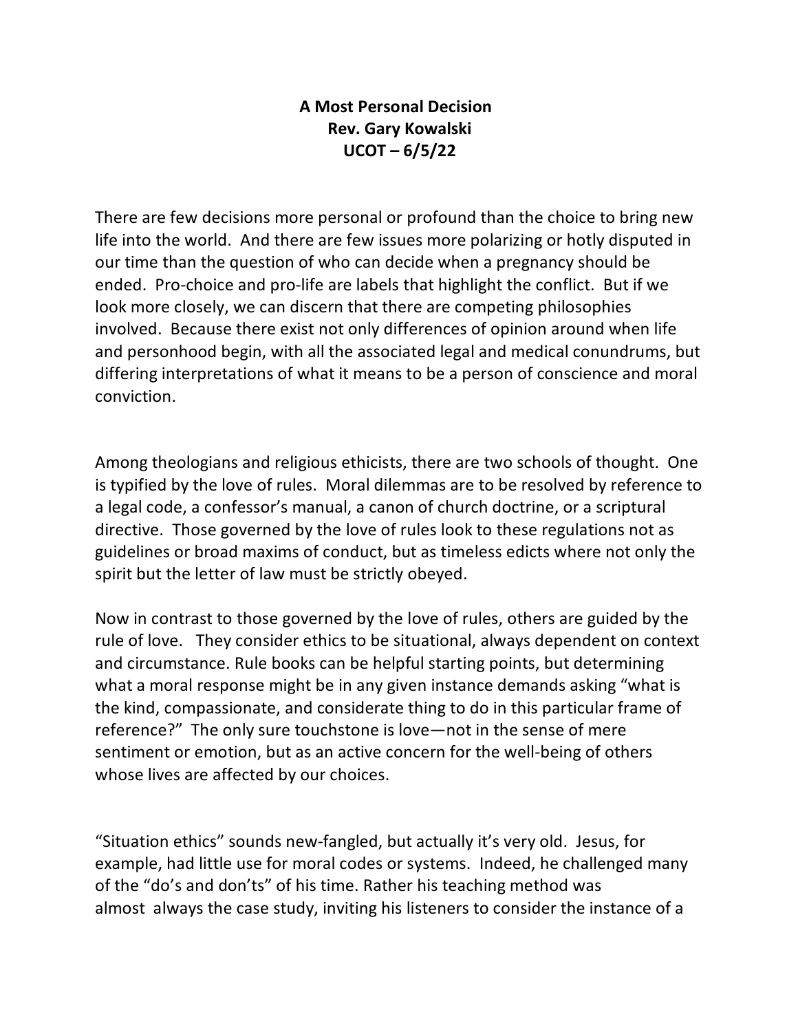**A Most Personal Decision**
**Rev. Gary Kowalski**
**UCOT – 6/5/22**

There are few decisions more personal or profound than the choice to bring new life into the world. And there are few issues more polarizing or hotly disputed in our time than the question of who can decide when a pregnancy should be ended. Pro-choice and pro-life are labels that highlight the conflict. But if we look more closely, we can discern that there are competing philosophies involved. Because there exist not only differences of opinion around when life and personhood begin, with all the associated legal and medical conundrums, but differing interpretations of what it means to be a person of conscience and moral conviction.

Among theologians and religious ethicists, there are two schools of thought. One is typified by the love of rules. Moral dilemmas are to be resolved by reference to a legal code, a confessor's manual, a canon of church doctrine, or a scriptural directive. Those governed by the love of rules look to these regulations not as guidelines or broad maxims of conduct, but as timeless edicts where not only the spirit but the letter of law must be strictly obeyed.

Now in contrast to those governed by the love of rules, others are guided by the rule of love. They consider ethics to be situational, always dependent on context and circumstance. Rule books can be helpful starting points, but determining what a moral response might be in any given instance demands asking "what is the kind, compassionate, and considerate thing to do in this particular frame of reference?" The only sure touchstone is love—not in the sense of mere sentiment or emotion, but as an active concern for the well-being of others whose lives are affected by our choices.

"Situation ethics" sounds new-fangled, but actually it's very old. Jesus, for example, had little use for moral codes or systems. Indeed, he challenged many of the "do's and don'ts" of his time. Rather his teaching method was almost always the case study, inviting his listeners to consider the instance of a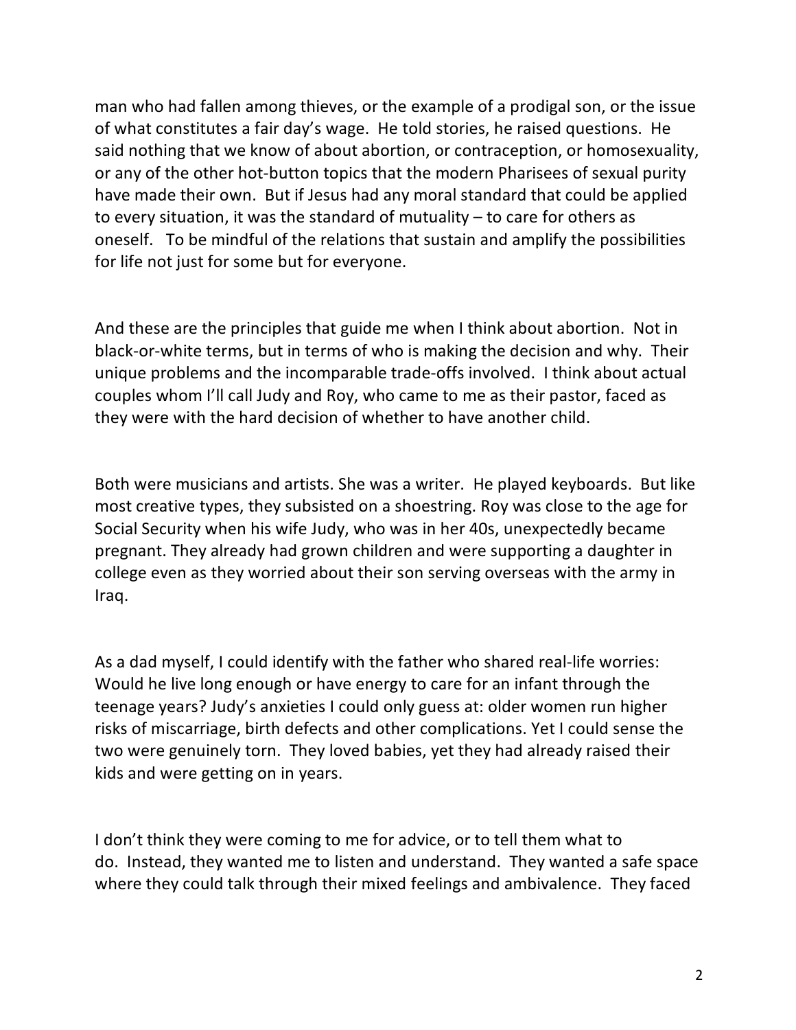man who had fallen among thieves, or the example of a prodigal son, or the issue of what constitutes a fair day's wage. He told stories, he raised questions. He said nothing that we know of about abortion, or contraception, or homosexuality, or any of the other hot-button topics that the modern Pharisees of sexual purity have made their own. But if Jesus had any moral standard that could be applied to every situation, it was the standard of mutuality – to care for others as oneself. To be mindful of the relations that sustain and amplify the possibilities for life not just for some but for everyone.

And these are the principles that guide me when I think about abortion. Not in black-or-white terms, but in terms of who is making the decision and why. Their unique problems and the incomparable trade-offs involved. I think about actual couples whom I'll call Judy and Roy, who came to me as their pastor, faced as they were with the hard decision of whether to have another child.

Both were musicians and artists. She was a writer. He played keyboards. But like most creative types, they subsisted on a shoestring. Roy was close to the age for Social Security when his wife Judy, who was in her 40s, unexpectedly became pregnant. They already had grown children and were supporting a daughter in college even as they worried about their son serving overseas with the army in Iraq.

As a dad myself, I could identify with the father who shared real-life worries: Would he live long enough or have energy to care for an infant through the teenage years? Judy's anxieties I could only guess at: older women run higher risks of miscarriage, birth defects and other complications. Yet I could sense the two were genuinely torn. They loved babies, yet they had already raised their kids and were getting on in years.

I don't think they were coming to me for advice, or to tell them what to do. Instead, they wanted me to listen and understand. They wanted a safe space where they could talk through their mixed feelings and ambivalence. They faced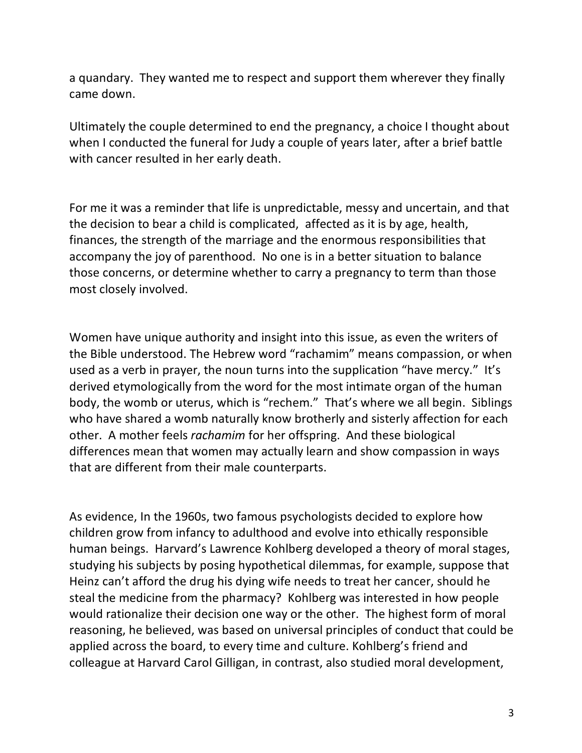a quandary. They wanted me to respect and support them wherever they finally came down.

Ultimately the couple determined to end the pregnancy, a choice I thought about when I conducted the funeral for Judy a couple of years later, after a brief battle with cancer resulted in her early death.

For me it was a reminder that life is unpredictable, messy and uncertain, and that the decision to bear a child is complicated, affected as it is by age, health, finances, the strength of the marriage and the enormous responsibilities that accompany the joy of parenthood. No one is in a better situation to balance those concerns, or determine whether to carry a pregnancy to term than those most closely involved.

Women have unique authority and insight into this issue, as even the writers of the Bible understood. The Hebrew word "rachamim" means compassion, or when used as a verb in prayer, the noun turns into the supplication "have mercy." It's derived etymologically from the word for the most intimate organ of the human body, the womb or uterus, which is "rechem." That's where we all begin. Siblings who have shared a womb naturally know brotherly and sisterly affection for each other. A mother feels *rachamim* for her offspring. And these biological differences mean that women may actually learn and show compassion in ways that are different from their male counterparts.

As evidence, In the 1960s, two famous psychologists decided to explore how children grow from infancy to adulthood and evolve into ethically responsible human beings. Harvard's Lawrence Kohlberg developed a theory of moral stages, studying his subjects by posing hypothetical dilemmas, for example, suppose that Heinz can't afford the drug his dying wife needs to treat her cancer, should he steal the medicine from the pharmacy? Kohlberg was interested in how people would rationalize their decision one way or the other. The highest form of moral reasoning, he believed, was based on universal principles of conduct that could be applied across the board, to every time and culture. Kohlberg's friend and colleague at Harvard Carol Gilligan, in contrast, also studied moral development,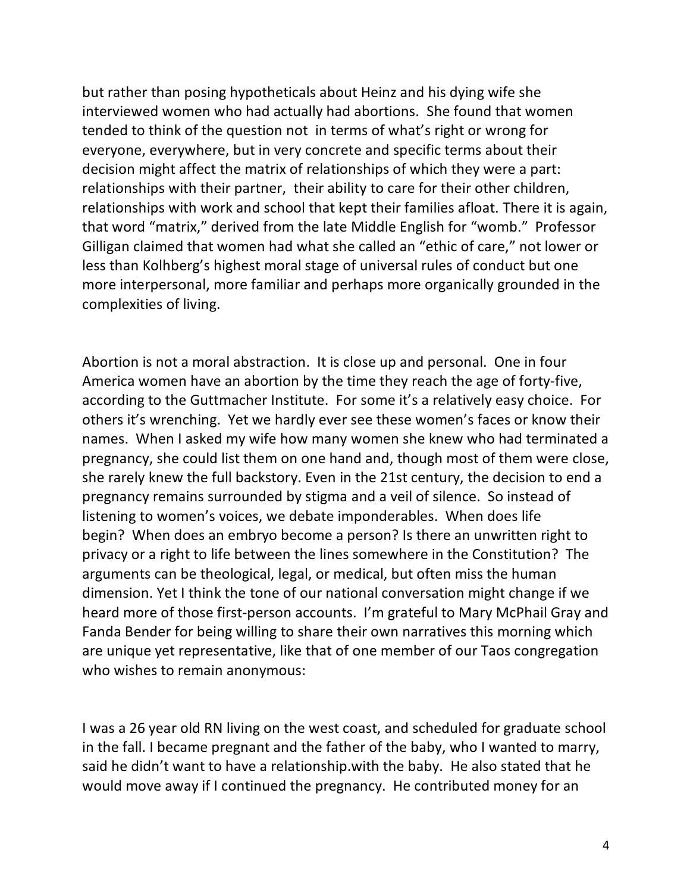but rather than posing hypotheticals about Heinz and his dying wife she interviewed women who had actually had abortions. She found that women tended to think of the question not in terms of what's right or wrong for everyone, everywhere, but in very concrete and specific terms about their decision might affect the matrix of relationships of which they were a part: relationships with their partner, their ability to care for their other children, relationships with work and school that kept their families afloat. There it is again, that word "matrix," derived from the late Middle English for "womb." Professor Gilligan claimed that women had what she called an "ethic of care," not lower or less than Kolhberg's highest moral stage of universal rules of conduct but one more interpersonal, more familiar and perhaps more organically grounded in the complexities of living.

Abortion is not a moral abstraction. It is close up and personal. One in four America women have an abortion by the time they reach the age of forty-five, according to the Guttmacher Institute. For some it's a relatively easy choice. For others it's wrenching. Yet we hardly ever see these women's faces or know their names. When I asked my wife how many women she knew who had terminated a pregnancy, she could list them on one hand and, though most of them were close, she rarely knew the full backstory. Even in the 21st century, the decision to end a pregnancy remains surrounded by stigma and a veil of silence. So instead of listening to women's voices, we debate imponderables. When does life begin? When does an embryo become a person? Is there an unwritten right to privacy or a right to life between the lines somewhere in the Constitution? The arguments can be theological, legal, or medical, but often miss the human dimension. Yet I think the tone of our national conversation might change if we heard more of those first-person accounts. I'm grateful to Mary McPhail Gray and Fanda Bender for being willing to share their own narratives this morning which are unique yet representative, like that of one member of our Taos congregation who wishes to remain anonymous:

I was a 26 year old RN living on the west coast, and scheduled for graduate school in the fall. I became pregnant and the father of the baby, who I wanted to marry, said he didn't want to have a relationship.with the baby. He also stated that he would move away if I continued the pregnancy. He contributed money for an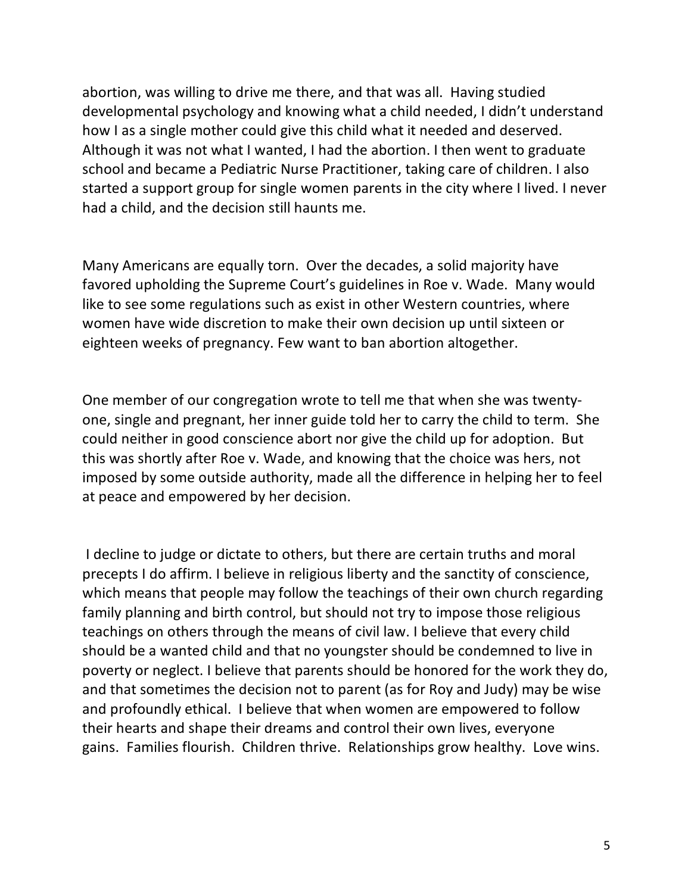abortion, was willing to drive me there, and that was all. Having studied developmental psychology and knowing what a child needed, I didn't understand how I as a single mother could give this child what it needed and deserved. Although it was not what I wanted, I had the abortion. I then went to graduate school and became a Pediatric Nurse Practitioner, taking care of children. I also started a support group for single women parents in the city where I lived. I never had a child, and the decision still haunts me.

Many Americans are equally torn. Over the decades, a solid majority have favored upholding the Supreme Court's guidelines in Roe v. Wade. Many would like to see some regulations such as exist in other Western countries, where women have wide discretion to make their own decision up until sixteen or eighteen weeks of pregnancy. Few want to ban abortion altogether.

One member of our congregation wrote to tell me that when she was twenty-one, single and pregnant, her inner guide told her to carry the child to term. She could neither in good conscience abort nor give the child up for adoption. But this was shortly after Roe v. Wade, and knowing that the choice was hers, not imposed by some outside authority, made all the difference in helping her to feel at peace and empowered by her decision.

I decline to judge or dictate to others, but there are certain truths and moral precepts I do affirm. I believe in religious liberty and the sanctity of conscience, which means that people may follow the teachings of their own church regarding family planning and birth control, but should not try to impose those religious teachings on others through the means of civil law. I believe that every child should be a wanted child and that no youngster should be condemned to live in poverty or neglect. I believe that parents should be honored for the work they do, and that sometimes the decision not to parent (as for Roy and Judy) may be wise and profoundly ethical. I believe that when women are empowered to follow their hearts and shape their dreams and control their own lives, everyone gains. Families flourish. Children thrive. Relationships grow healthy. Love wins.